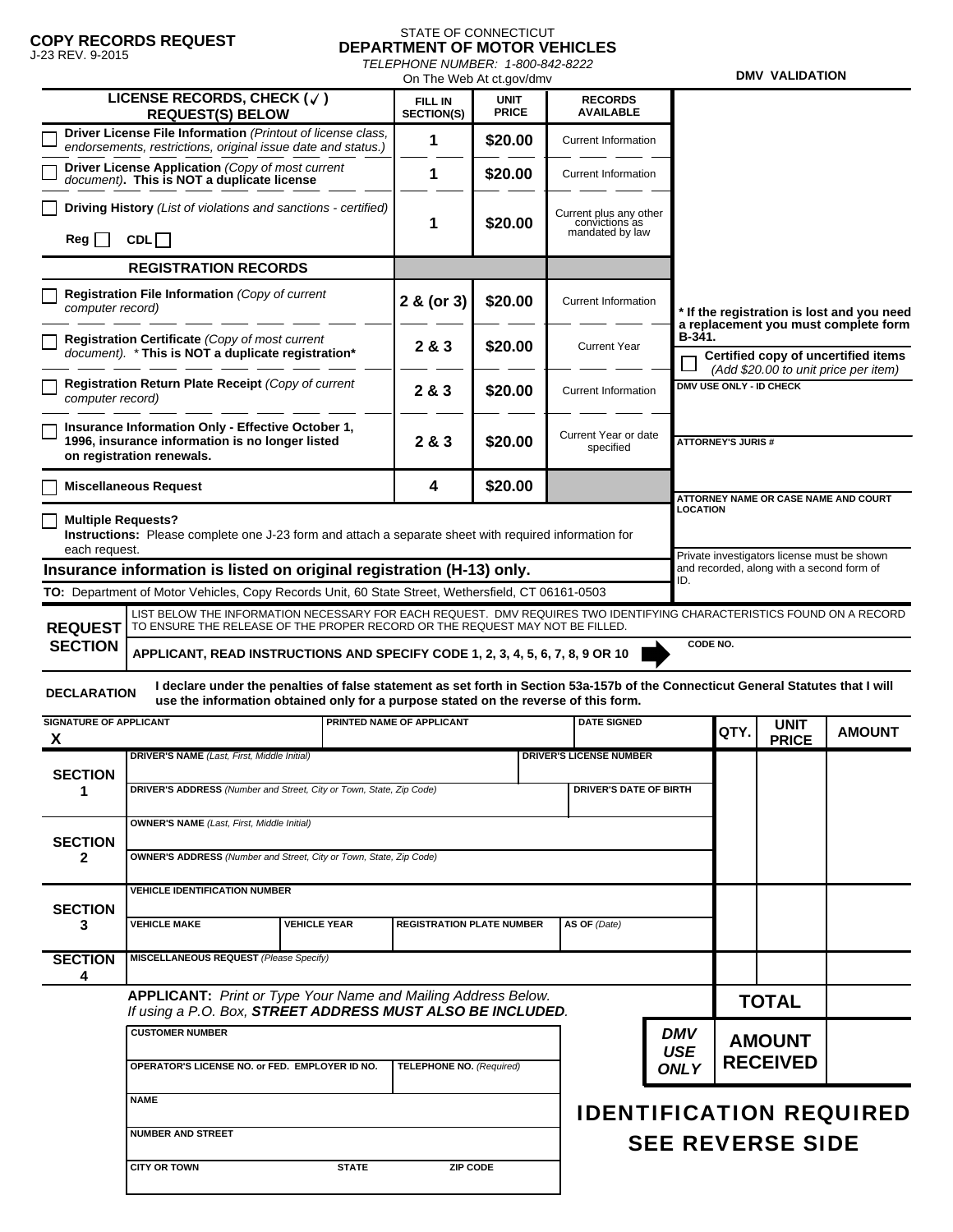**COPY RECORDS REQUEST**
J-23 REV. 9-2015

STATE OF CONNECTICUT
**DEPARTMENT OF MOTOR VEHICLES**
*TELEPHONE NUMBER: 1-800-842-8222*
On The Web At ct.gov/dmv

**DMV VALIDATION**

| LICENSE RECORDS, CHECK (✓) REQUEST(S) BELOW | FILL IN SECTION(S) | UNIT PRICE | RECORDS AVAILABLE |
|---|---|---|---|
| ☐ **Driver License File Information** *(Printout of license class, endorsements, restrictions, original issue date and status.)* | 1 | $20.00 | Current Information |
| ☐ **Driver License Application** *(Copy of most current document)*. **This is NOT a duplicate license** | 1 | $20.00 | Current Information |
| ☐ **Driving History** *(List of violations and sanctions - certified)* Reg ☐ CDL ☐ | 1 | $20.00 | Current plus any other convictions as mandated by law |
| **REGISTRATION RECORDS** | | | |
| ☐ **Registration File Information** *(Copy of current computer record)* | 2 & (or 3) | $20.00 | Current Information |
| ☐ **Registration Certificate** *(Copy of most current document).* \* **This is NOT a duplicate registration\*** | 2 & 3 | $20.00 | Current Year |
| ☐ **Registration Return Plate Receipt** *(Copy of current computer record)* | 2 & 3 | $20.00 | Current Information |
| ☐ **Insurance Information Only - Effective October 1, 1996, insurance information is no longer listed on registration renewals.** | 2 & 3 | $20.00 | Current Year or date specified |
| ☐ **Miscellaneous Request** | 4 | $20.00 | |

☐ **Multiple Requests?**
**Instructions:** Please complete one J-23 form and attach a separate sheet with required information for each request.

**Insurance information is listed on original registration (H-13) only.**

**TO:** Department of Motor Vehicles, Copy Records Unit, 60 State Street, Wethersfield, CT 06161-0503

**\* If the registration is lost and you need a replacement you must complete form B-341.**

☐ **Certified copy of uncertified items** *(Add $20.00 to unit price per item)*

**DMV USE ONLY - ID CHECK**

**ATTORNEY'S JURIS #**

**ATTORNEY NAME OR CASE NAME AND COURT LOCATION**

Private investigators license must be shown and recorded, along with a second form of ID.

**REQUEST SECTION**

LIST BELOW THE INFORMATION NECESSARY FOR EACH REQUEST. DMV REQUIRES TWO IDENTIFYING CHARACTERISTICS FOUND ON A RECORD TO ENSURE THE RELEASE OF THE PROPER RECORD OR THE REQUEST MAY NOT BE FILLED.

**APPLICANT, READ INSTRUCTIONS AND SPECIFY CODE 1, 2, 3, 4, 5, 6, 7, 8, 9 OR 10** ➡ **CODE NO.**

**DECLARATION** **I declare under the penalties of false statement as set forth in Section 53a-157b of the Connecticut General Statutes that I will use the information obtained only for a purpose stated on the reverse of this form.**

| SIGNATURE OF APPLICANT | PRINTED NAME OF APPLICANT | DATE SIGNED |
|---|---|---|
| X | | |

| | | QTY. | UNIT PRICE | AMOUNT |
|---|---|---|---|---|
| **SECTION 1** | **DRIVER'S NAME** *(Last, First, Middle Initial)* / **DRIVER'S LICENSE NUMBER** | | | |
| | **DRIVER'S ADDRESS** *(Number and Street, City or Town, State, Zip Code)* / **DRIVER'S DATE OF BIRTH** | | | |
| **SECTION 2** | **OWNER'S NAME** *(Last, First, Middle Initial)* | | | |
| | **OWNER'S ADDRESS** *(Number and Street, City or Town, State, Zip Code)* | | | |
| **SECTION 3** | **VEHICLE IDENTIFICATION NUMBER** | | | |
| | **VEHICLE MAKE** / **VEHICLE YEAR** / **REGISTRATION PLATE NUMBER** / **AS OF** *(Date)* | | | |
| **SECTION 4** | **MISCELLANEOUS REQUEST** *(Please Specify)* | | | |
| | | **TOTAL** | | |
| | *DMV USE ONLY* | **AMOUNT RECEIVED** | | |

**APPLICANT:** *Print or Type Your Name and Mailing Address Below. If using a P.O. Box,* ***STREET ADDRESS MUST ALSO BE INCLUDED****.*

| CUSTOMER NUMBER | |
|---|---|
| **OPERATOR'S LICENSE NO. or FED. EMPLOYER ID NO.** | **TELEPHONE NO.** *(Required)* |
| **NAME** | |
| **NUMBER AND STREET** | |
| **CITY OR TOWN** / **STATE** | **ZIP CODE** |

**IDENTIFICATION REQUIRED**
**SEE REVERSE SIDE**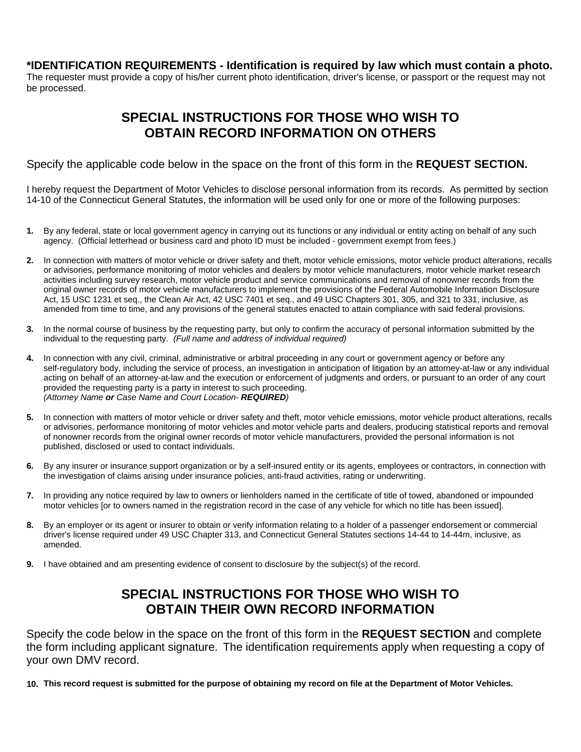**\*IDENTIFICATION REQUIREMENTS - Identification is required by law which must contain a photo.** The requester must provide a copy of his/her current photo identification, driver's license, or passport or the request may not be processed.

## SPECIAL INSTRUCTIONS FOR THOSE WHO WISH TO OBTAIN RECORD INFORMATION ON OTHERS

Specify the applicable code below in the space on the front of this form in the **REQUEST SECTION.**

I hereby request the Department of Motor Vehicles to disclose personal information from its records. As permitted by section 14-10 of the Connecticut General Statutes, the information will be used only for one or more of the following purposes:

**1.** By any federal, state or local government agency in carrying out its functions or any individual or entity acting on behalf of any such agency. (Official letterhead or business card and photo ID must be included - government exempt from fees.)

**2.** In connection with matters of motor vehicle or driver safety and theft, motor vehicle emissions, motor vehicle product alterations, recalls or advisories, performance monitoring of motor vehicles and dealers by motor vehicle manufacturers, motor vehicle market research activities including survey research, motor vehicle product and service communications and removal of nonowner records from the original owner records of motor vehicle manufacturers to implement the provisions of the Federal Automobile Information Disclosure Act, 15 USC 1231 et seq., the Clean Air Act, 42 USC 7401 et seq., and 49 USC Chapters 301, 305, and 321 to 331, inclusive, as amended from time to time, and any provisions of the general statutes enacted to attain compliance with said federal provisions.

**3.** In the normal course of business by the requesting party, but only to confirm the accuracy of personal information submitted by the individual to the requesting party. *(Full name and address of individual required)*

**4.** In connection with any civil, criminal, administrative or arbitral proceeding in any court or government agency or before any self-regulatory body, including the service of process, an investigation in anticipation of litigation by an attorney-at-law or any individual acting on behalf of an attorney-at-law and the execution or enforcement of judgments and orders, or pursuant to an order of any court provided the requesting party is a party in interest to such proceeding.
*(Attorney Name* ***or*** *Case Name and Court Location-* ***REQUIRED****)*

**5.** In connection with matters of motor vehicle or driver safety and theft, motor vehicle emissions, motor vehicle product alterations, recalls or advisories, performance monitoring of motor vehicles and motor vehicle parts and dealers, producing statistical reports and removal of nonowner records from the original owner records of motor vehicle manufacturers, provided the personal information is not published, disclosed or used to contact individuals.

**6.** By any insurer or insurance support organization or by a self-insured entity or its agents, employees or contractors, in connection with the investigation of claims arising under insurance policies, anti-fraud activities, rating or underwriting.

**7.** In providing any notice required by law to owners or lienholders named in the certificate of title of towed, abandoned or impounded motor vehicles [or to owners named in the registration record in the case of any vehicle for which no title has been issued].

**8.** By an employer or its agent or insurer to obtain or verify information relating to a holder of a passenger endorsement or commercial driver's license required under 49 USC Chapter 313, and Connecticut General Statutes sections 14-44 to 14-44m, inclusive, as amended.

**9.** I have obtained and am presenting evidence of consent to disclosure by the subject(s) of the record.

## SPECIAL INSTRUCTIONS FOR THOSE WHO WISH TO OBTAIN THEIR OWN RECORD INFORMATION

Specify the code below in the space on the front of this form in the **REQUEST SECTION** and complete the form including applicant signature. The identification requirements apply when requesting a copy of your own DMV record.

**10. This record request is submitted for the purpose of obtaining my record on file at the Department of Motor Vehicles.**